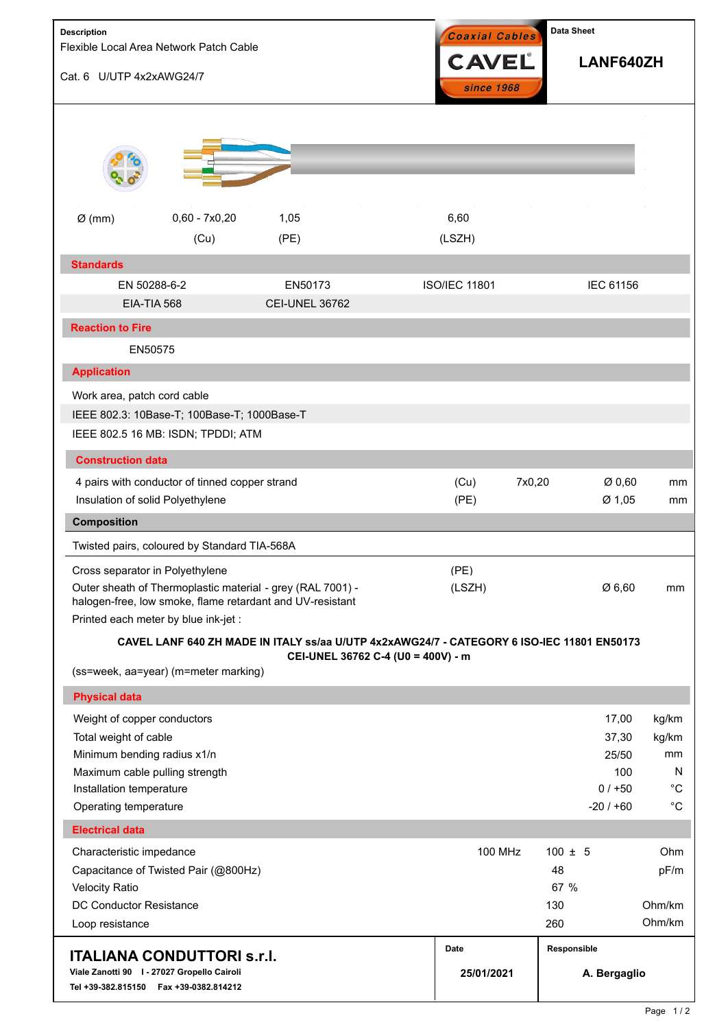**Description**

Flexible Local Area Network Patch Cable

Cat. 6 U/UTP 4x2xAWG24/7

Coaxial Cables **CAVEL** since 1968

**Data Sheet**

## LANF640ZH

| Ø (mm) | 0,60 - 7x0,20 | 1,05 | 6,60 |
|---|---|---|---|
| | (Cu) | (PE) | (LSZH) |

## Standards

| | | | |
|---|---|---|---|
| EN 50288-6-2 | EN50173 | ISO/IEC 11801 | IEC 61156 |
| EIA-TIA 568 | CEI-UNEL 36762 | | |

## Reaction to Fire

EN50575

## Application

Work area, patch cord cable

IEEE 802.3: 10Base-T; 100Base-T; 1000Base-T

IEEE 802.5 16 MB: ISDN; TPDDI; ATM

## Construction data

| | | | | |
|---|---|---|---|---|
| 4 pairs with conductor of tinned copper strand | (Cu) | 7x0,20 | Ø 0,60 | mm |
| Insulation of solid Polyethylene | (PE) | | Ø 1,05 | mm |

## Composition

Twisted pairs, coloured by Standard TIA-568A

| | | | |
|---|---|---|---|
| Cross separator in Polyethylene | (PE) | | |
| Outer sheath of Thermoplastic material - grey (RAL 7001) - halogen-free, low smoke, flame retardant and UV-resistant | (LSZH) | Ø 6,60 | mm |

Printed each meter by blue ink-jet :

**CAVEL LANF 640 ZH MADE IN ITALY ss/aa U/UTP 4x2xAWG24/7 - CATEGORY 6 ISO-IEC 11801 EN50173 CEI-UNEL 36762 C-4 (U0 = 400V) - m**

(ss=week, aa=year) (m=meter marking)

## Physical data

| | | |
|---|---|---|
| Weight of copper conductors | 17,00 | kg/km |
| Total weight of cable | 37,30 | kg/km |
| Minimum bending radius x1/n | 25/50 | mm |
| Maximum cable pulling strength | 100 | N |
| Installation temperature | 0 / +50 | °C |
| Operating temperature | -20 / +60 | °C |

## Electrical data

| | | | |
|---|---|---|---|
| Characteristic impedance | 100 MHz | 100 ± 5 | Ohm |
| Capacitance of Twisted Pair (@800Hz) | | 48 | pF/m |
| Velocity Ratio | | 67 % | |
| DC Conductor Resistance | | 130 | Ohm/km |
| Loop resistance | | 260 | Ohm/km |

**ITALIANA CONDUTTORI s.r.l.**

**Viale Zanotti 90 I - 27027 Gropello Cairoli**

**Tel +39-382.815150 Fax +39-0382.814212**

| Date | Responsible |
|---|---|
| **25/01/2021** | **A. Bergaglio** |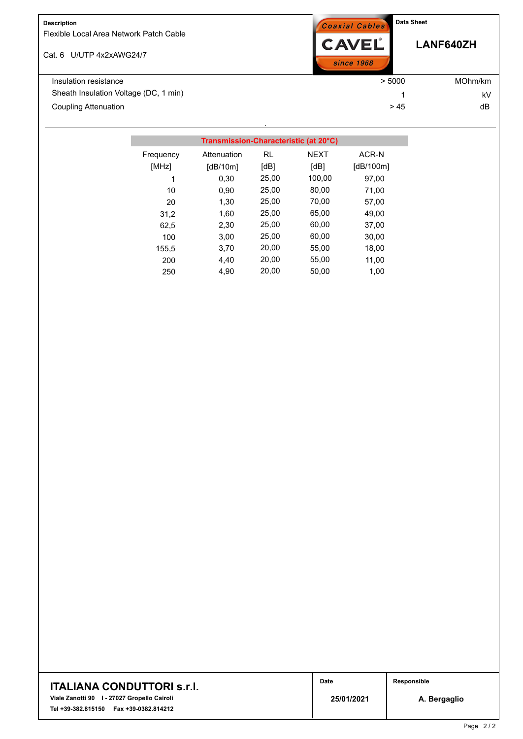**Description**
Flexible Local Area Network Patch Cable

Cat. 6 U/UTP 4x2xAWG24/7

Coaxial Cables CAVEL since 1968

**Data Sheet**

**LANF640ZH**

| | | |
|---|---|---|
| Insulation resistance | > 5000 | MOhm/km |
| Sheath Insulation Voltage (DC, 1 min) | 1 | kV |
| Coupling Attenuation | > 45 | dB |

**Transmission-Characteristic (at 20°C)**

| Frequency [MHz] | Attenuation [dB/10m] | RL [dB] | NEXT [dB] | ACR-N [dB/100m] |
|---|---|---|---|---|
| 1 | 0,30 | 25,00 | 100,00 | 97,00 |
| 10 | 0,90 | 25,00 | 80,00 | 71,00 |
| 20 | 1,30 | 25,00 | 70,00 | 57,00 |
| 31,2 | 1,60 | 25,00 | 65,00 | 49,00 |
| 62,5 | 2,30 | 25,00 | 60,00 | 37,00 |
| 100 | 3,00 | 25,00 | 60,00 | 30,00 |
| 155,5 | 3,70 | 20,00 | 55,00 | 18,00 |
| 200 | 4,40 | 20,00 | 55,00 | 11,00 |
| 250 | 4,90 | 20,00 | 50,00 | 1,00 |

**ITALIANA CONDUTTORI s.r.l.**
**Viale Zanotti 90 I - 27027 Gropello Cairoli**
**Tel +39-382.815150 Fax +39-0382.814212**

**Date** 25/01/2021

**Responsible** A. Bergaglio